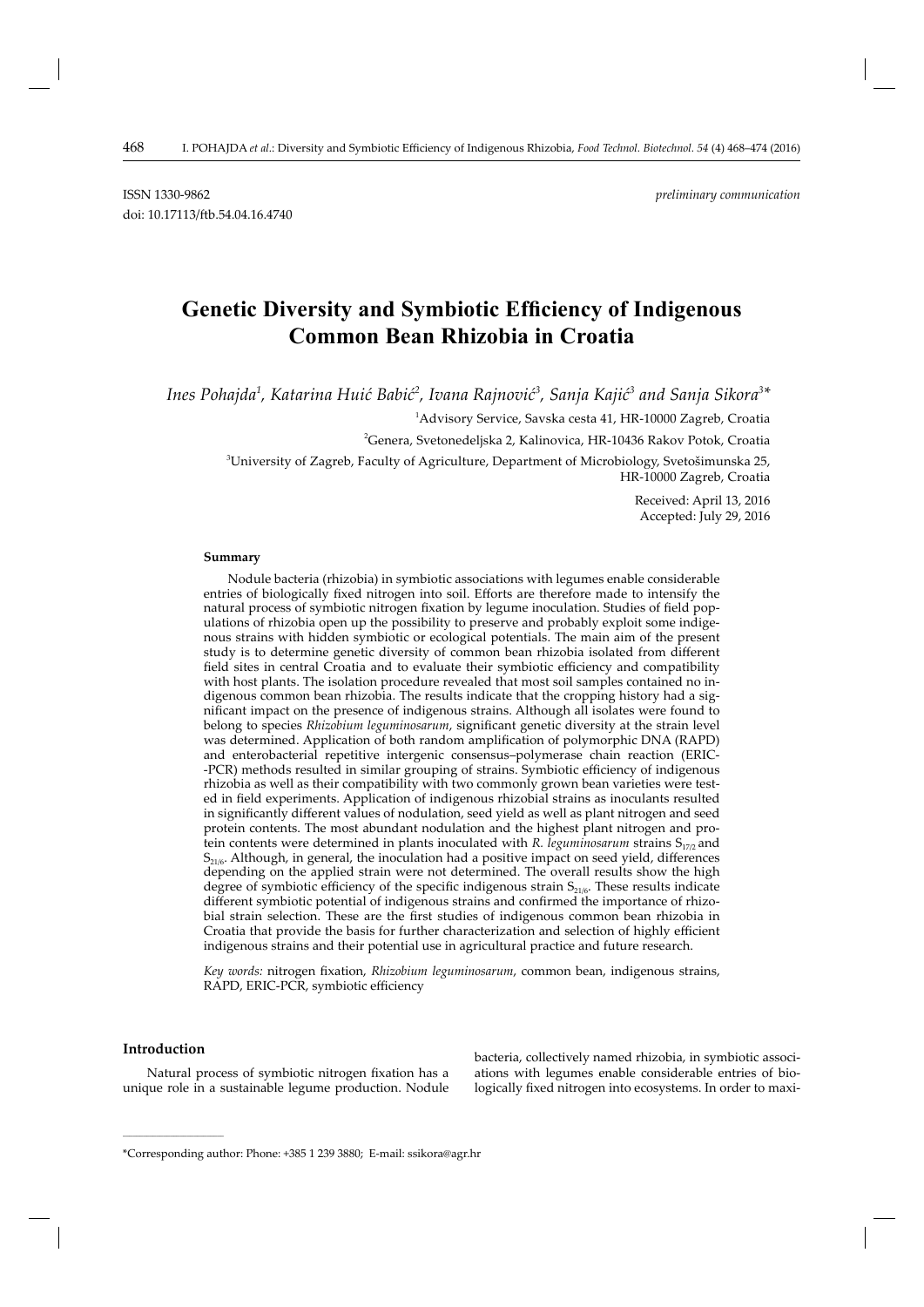ISSN 1330-9862 *preliminary communication*

doi: 10.17113/ftb.54.04.16.4740

# Genetic Diversity and Symbiotic Efficiency of Indigenous Common Bean Rhizobia in Croatia

*Ines Pohajda[1], Katarina Huić Babić[2], Ivana Rajnović[3], Sanja Kajić[3] and Sanja Sikora[3]\**

[1]Advisory Service, Savska cesta 41, HR-10000 Zagreb, Croatia

[2]Genera, Svetonedeljska 2, Kalinovica, HR-10436 Rakov Potok, Croatia

[3]University of Zagreb, Faculty of Agriculture, Department of Microbiology, Svetošimunska 25, HR-10000 Zagreb, Croatia

Received: April 13, 2016
Accepted: July 29, 2016

### Summary

Nodule bacteria (rhizobia) in symbiotic associations with legumes enable considerable entries of biologically fixed nitrogen into soil. Efforts are therefore made to intensify the natural process of symbiotic nitrogen fixation by legume inoculation. Studies of field populations of rhizobia open up the possibility to preserve and probably exploit some indigenous strains with hidden symbiotic or ecological potentials. The main aim of the present study is to determine genetic diversity of common bean rhizobia isolated from different field sites in central Croatia and to evaluate their symbiotic efficiency and compatibility with host plants. The isolation procedure revealed that most soil samples contained no indigenous common bean rhizobia. The results indicate that the cropping history had a significant impact on the presence of indigenous strains. Although all isolates were found to belong to species *Rhizobium leguminosarum*, significant genetic diversity at the strain level was determined. Application of both random amplification of polymorphic DNA (RAPD) and enterobacterial repetitive intergenic consensus–polymerase chain reaction (ERIC-PCR) methods resulted in similar grouping of strains. Symbiotic efficiency of indigenous rhizobia as well as their compatibility with two commonly grown bean varieties were tested in field experiments. Application of indigenous rhizobial strains as inoculants resulted in significantly different values of nodulation, seed yield as well as plant nitrogen and seed protein contents. The most abundant nodulation and the highest plant nitrogen and protein contents were determined in plants inoculated with *R. leguminosarum* strains $S_{17/2}$ and $S_{21/6}$. Although, in general, the inoculation had a positive impact on seed yield, differences depending on the applied strain were not determined. The overall results show the high degree of symbiotic efficiency of the specific indigenous strain $S_{21/6}$. These results indicate different symbiotic potential of indigenous strains and confirmed the importance of rhizobial strain selection. These are the first studies of indigenous common bean rhizobia in Croatia that provide the basis for further characterization and selection of highly efficient indigenous strains and their potential use in agricultural practice and future research.

*Key words:* nitrogen fixation, *Rhizobium leguminosarum*, common bean, indigenous strains, RAPD, ERIC-PCR, symbiotic efficiency

### Introduction

Natural process of symbiotic nitrogen fixation has a unique role in a sustainable legume production. Nodule bacteria, collectively named rhizobia, in symbiotic associations with legumes enable considerable entries of biologically fixed nitrogen into ecosystems. In order to maxi-

\*Corresponding author: Phone: +385 1 239 3880; E-mail: ssikora@agr.hr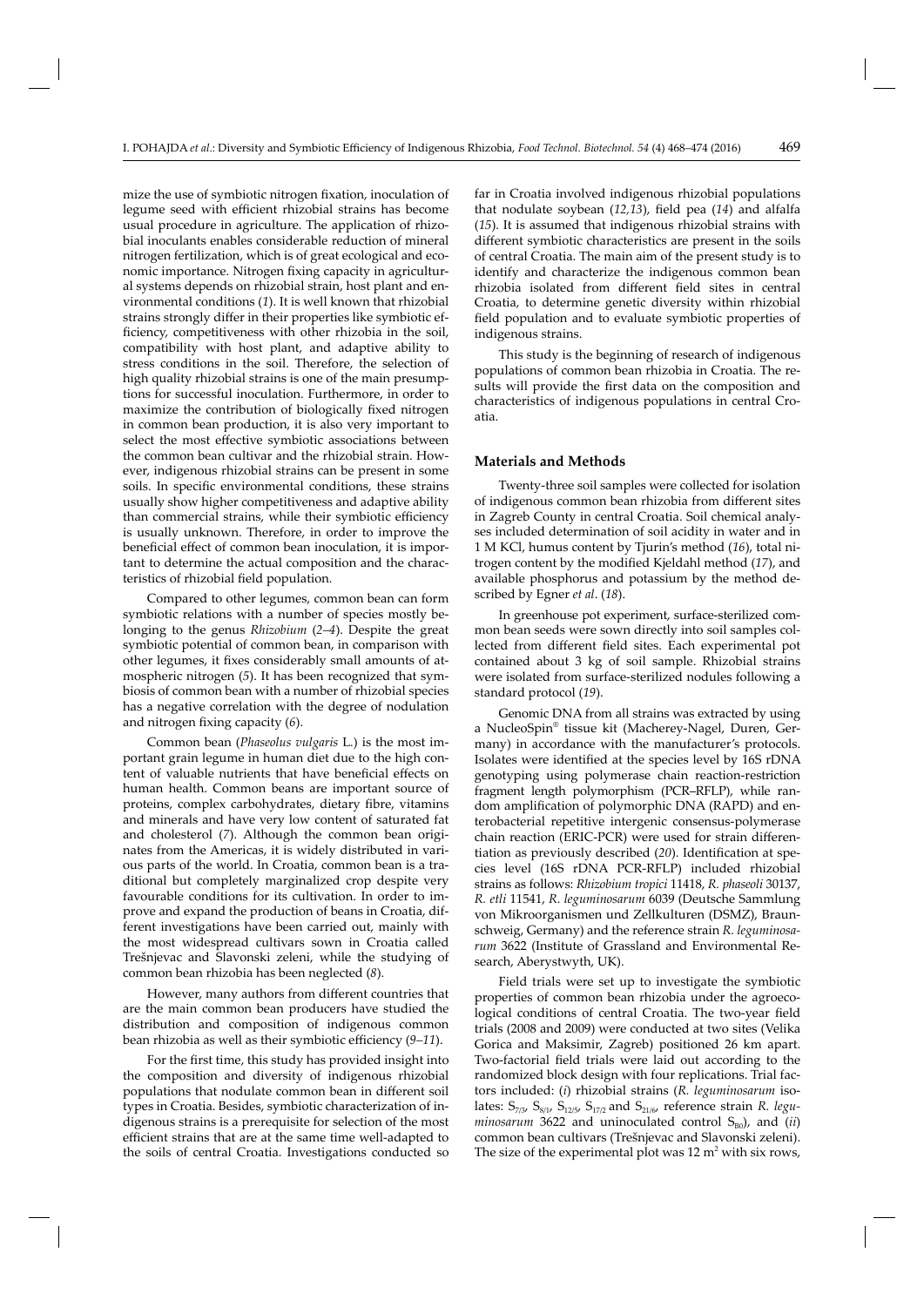mize the use of symbiotic nitrogen fixation, inoculation of legume seed with efficient rhizobial strains has become usual procedure in agriculture. The application of rhizobial inoculants enables considerable reduction of mineral nitrogen fertilization, which is of great ecological and economic importance. Nitrogen fixing capacity in agricultural systems depends on rhizobial strain, host plant and environmental conditions (*1*). It is well known that rhizobial strains strongly differ in their properties like symbiotic efficiency, competitiveness with other rhizobia in the soil, compatibility with host plant, and adaptive ability to stress conditions in the soil. Therefore, the selection of high quality rhizobial strains is one of the main presumptions for successful inoculation. Furthermore, in order to maximize the contribution of biologically fixed nitrogen in common bean production, it is also very important to select the most effective symbiotic associations between the common bean cultivar and the rhizobial strain. However, indigenous rhizobial strains can be present in some soils. In specific environmental conditions, these strains usually show higher competitiveness and adaptive ability than commercial strains, while their symbiotic efficiency is usually unknown. Therefore, in order to improve the beneficial effect of common bean inoculation, it is important to determine the actual composition and the characteristics of rhizobial field population.

Compared to other legumes, common bean can form symbiotic relations with a number of species mostly belonging to the genus *Rhizobium* (*2–4*). Despite the great symbiotic potential of common bean, in comparison with other legumes, it fixes considerably small amounts of atmospheric nitrogen (*5*). It has been recognized that symbiosis of common bean with a number of rhizobial species has a negative correlation with the degree of nodulation and nitrogen fixing capacity (*6*).

Common bean (*Phaseolus vulgaris* L.) is the most important grain legume in human diet due to the high content of valuable nutrients that have beneficial effects on human health. Common beans are important source of proteins, complex carbohydrates, dietary fibre, vitamins and minerals and have very low content of saturated fat and cholesterol (*7*). Although the common bean originates from the Americas, it is widely distributed in various parts of the world. In Croatia, common bean is a traditional but completely marginalized crop despite very favourable conditions for its cultivation. In order to improve and expand the production of beans in Croatia, different investigations have been carried out, mainly with the most widespread cultivars sown in Croatia called Trešnjevac and Slavonski zeleni, while the studying of common bean rhizobia has been neglected (*8*).

However, many authors from different countries that are the main common bean producers have studied the distribution and composition of indigenous common bean rhizobia as well as their symbiotic efficiency (*9–11*).

For the first time, this study has provided insight into the composition and diversity of indigenous rhizobial populations that nodulate common bean in different soil types in Croatia. Besides, symbiotic characterization of indigenous strains is a prerequisite for selection of the most efficient strains that are at the same time well-adapted to the soils of central Croatia. Investigations conducted so far in Croatia involved indigenous rhizobial populations that nodulate soybean (*12,13*), field pea (*14*) and alfalfa (*15*). It is assumed that indigenous rhizobial strains with different symbiotic characteristics are present in the soils of central Croatia. The main aim of the present study is to identify and characterize the indigenous common bean rhizobia isolated from different field sites in central Croatia, to determine genetic diversity within rhizobial field population and to evaluate symbiotic properties of indigenous strains.

This study is the beginning of research of indigenous populations of common bean rhizobia in Croatia. The results will provide the first data on the composition and characteristics of indigenous populations in central Croatia.

## Materials and Methods

Twenty-three soil samples were collected for isolation of indigenous common bean rhizobia from different sites in Zagreb County in central Croatia. Soil chemical analyses included determination of soil acidity in water and in 1 M KCl, humus content by Tjurin's method (*16*), total nitrogen content by the modified Kjeldahl method (*17*), and available phosphorus and potassium by the method described by Egner *et al*. (*18*).

In greenhouse pot experiment, surface-sterilized common bean seeds were sown directly into soil samples collected from different field sites. Each experimental pot contained about 3 kg of soil sample. Rhizobial strains were isolated from surface-sterilized nodules following a standard protocol (*19*).

Genomic DNA from all strains was extracted by using a NucleoSpin® tissue kit (Macherey-Nagel, Duren, Germany) in accordance with the manufacturer's protocols. Isolates were identified at the species level by 16S rDNA genotyping using polymerase chain reaction-restriction fragment length polymorphism (PCR–RFLP), while random amplification of polymorphic DNA (RAPD) and enterobacterial repetitive intergenic consensus-polymerase chain reaction (ERIC-PCR) were used for strain differentiation as previously described (*20*). Identification at species level (16S rDNA PCR-RFLP) included rhizobial strains as follows: *Rhizobium tropici* 11418, *R. phaseoli* 30137, *R. etli* 11541, *R. leguminosarum* 6039 (Deutsche Sammlung von Mikroorganismen und Zellkulturen (DSMZ), Braunschweig, Germany) and the reference strain *R. leguminosarum* 3622 (Institute of Grassland and Environmental Research, Aberystwyth, UK).

Field trials were set up to investigate the symbiotic properties of common bean rhizobia under the agroecological conditions of central Croatia. The two-year field trials (2008 and 2009) were conducted at two sites (Velika Gorica and Maksimir, Zagreb) positioned 26 km apart. Two-factorial field trials were laid out according to the randomized block design with four replications. Trial factors included: (*i*) rhizobial strains (*R. leguminosarum* isolates: $S_{7/3}$, $S_{8/1}$, $S_{12/5}$, $S_{17/2}$ and $S_{21/6}$, reference strain *R. leguminosarum* 3622 and uninoculated control $S_{B0}$), and (*ii*) common bean cultivars (Trešnjevac and Slavonski zeleni). The size of the experimental plot was 12 $m^2$ with six rows,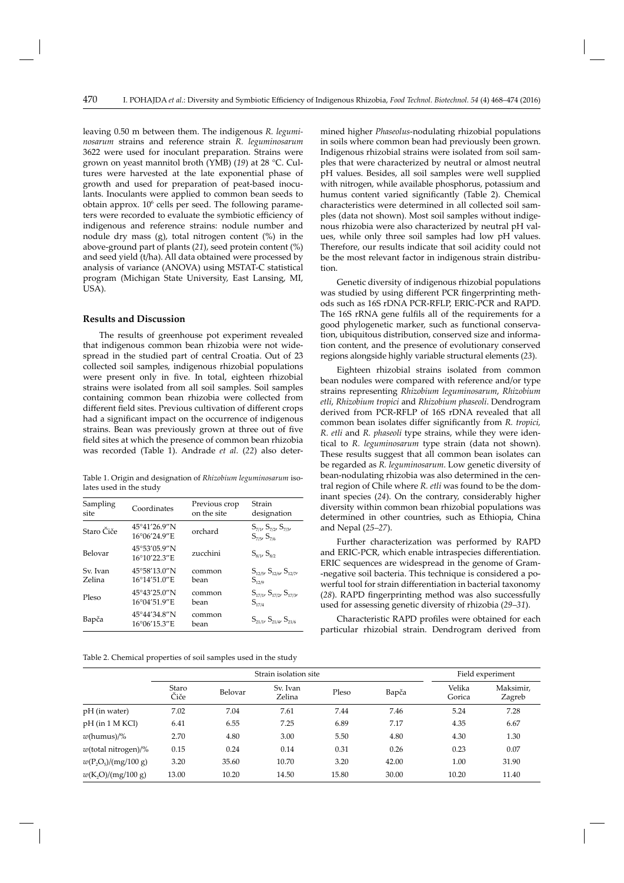leaving 0.50 m between them. The indigenous *R. leguminosarum* strains and reference strain *R. leguminosarum* 3622 were used for inoculant preparation. Strains were grown on yeast mannitol broth (YMB) (*19*) at 28 °C. Cultures were harvested at the late exponential phase of growth and used for preparation of peat-based inoculants. Inoculants were applied to common bean seeds to obtain approx. $10^6$ cells per seed. The following parameters were recorded to evaluate the symbiotic efficiency of indigenous and reference strains: nodule number and nodule dry mass (g), total nitrogen content (%) in the above-ground part of plants (*21*), seed protein content (%) and seed yield (t/ha). All data obtained were processed by analysis of variance (ANOVA) using MSTAT-C statistical program (Michigan State University, East Lansing, MI, USA).

## Results and Discussion

The results of greenhouse pot experiment revealed that indigenous common bean rhizobia were not widespread in the studied part of central Croatia. Out of 23 collected soil samples, indigenous rhizobial populations were present only in five. In total, eighteen rhizobial strains were isolated from all soil samples. Soil samples containing common bean rhizobia were collected from different field sites. Previous cultivation of different crops had a significant impact on the occurrence of indigenous strains. Bean was previously grown at three out of five field sites at which the presence of common bean rhizobia was recorded (Table 1). Andrade *et al.* (*22*) also determined higher *Phaseolus*-nodulating rhizobial populations in soils where common bean had previously been grown. Indigenous rhizobial strains were isolated from soil samples that were characterized by neutral or almost neutral pH values. Besides, all soil samples were well supplied with nitrogen, while available phosphorus, potassium and humus content varied significantly (Table 2). Chemical characteristics were determined in all collected soil samples (data not shown). Most soil samples without indigenous rhizobia were also characterized by neutral pH values, while only three soil samples had low pH values. Therefore, our results indicate that soil acidity could not be the most relevant factor in indigenous strain distribution.

Table 1. Origin and designation of *Rhizobium leguminosarum* isolates used in the study

| Sampling site | Coordinates | Previous crop on the site | Strain designation |
|---|---|---|---|
| Staro Čiče | 45°41′26.9″N 16°06′24.9″E | orchard | $S_{7/1}$, $S_{7/2}$, $S_{7/3}$, $S_{7/5}$, $S_{7/6}$ |
| Belovar | 45°53′05.9″N 16°10′22.3″E | zucchini | $S_{8/1}$, $S_{8/2}$ |
| Sv. Ivan Zelina | 45°58′13.0″N 16°14′51.0″E | common bean | $S_{12/5}$, $S_{12/6}$, $S_{12/7}$, $S_{12/9}$ |
| Pleso | 45°43′25.0″N 16°04′51.9″E | common bean | $S_{17/1}$, $S_{17/2}$, $S_{17/3}$, $S_{17/4}$ |
| Bapča | 45°44′34.8″N 16°06′15.3″E | common bean | $S_{21/1}$, $S_{21/4}$, $S_{21/6}$ |

Genetic diversity of indigenous rhizobial populations was studied by using different PCR fingerprinting methods such as 16S rDNA PCR-RFLP, ERIC-PCR and RAPD. The 16S rRNA gene fulfils all of the requirements for a good phylogenetic marker, such as functional conservation, ubiquitous distribution, conserved size and information content, and the presence of evolutionary conserved regions alongside highly variable structural elements (*23*).

Eighteen rhizobial strains isolated from common bean nodules were compared with reference and/or type strains representing *Rhizobium leguminosarum*, *Rhizobium etli*, *Rhizobium tropici* and *Rhizobium phaseoli*. Dendrogram derived from PCR-RFLP of 16S rDNA revealed that all common bean isolates differ significantly from *R. tropici, R. etli* and *R. phaseoli* type strains, while they were identical to *R. leguminosarum* type strain (data not shown). These results suggest that all common bean isolates can be regarded as *R. leguminosarum*. Low genetic diversity of bean-nodulating rhizobia was also determined in the central region of Chile where *R. etli* was found to be the dominant species (*24*). On the contrary, considerably higher diversity within common bean rhizobial populations was determined in other countries, such as Ethiopia, China and Nepal (*25–27*).

Further characterization was performed by RAPD and ERIC-PCR, which enable intraspecies differentiation. ERIC sequences are widespread in the genome of Gram-negative soil bacteria. This technique is considered a powerful tool for strain differentiation in bacterial taxonomy (*28*). RAPD fingerprinting method was also successfully used for assessing genetic diversity of rhizobia (*29–31*).

Characteristic RAPD profiles were obtained for each particular rhizobial strain. Dendrogram derived from

Table 2. Chemical properties of soil samples used in the study

| | Strain isolation site | | | | | Field experiment | |
|---|---|---|---|---|---|---|---|
| | Staro Čiče | Belovar | Sv. Ivan Zelina | Pleso | Bapča | Velika Gorica | Maksimir, Zagreb |
| pH (in water) | 7.02 | 7.04 | 7.61 | 7.44 | 7.46 | 5.24 | 7.28 |
| pH (in 1 M KCl) | 6.41 | 6.55 | 7.25 | 6.89 | 7.17 | 4.35 | 6.67 |
| $w$(humus)/% | 2.70 | 4.80 | 3.00 | 5.50 | 4.80 | 4.30 | 1.30 |
| $w$(total nitrogen)/% | 0.15 | 0.24 | 0.14 | 0.31 | 0.26 | 0.23 | 0.07 |
| $w(P_2O_5)$/(mg/100 g) | 3.20 | 35.60 | 10.70 | 3.20 | 42.00 | 1.00 | 31.90 |
| $w(K_2O)$/(mg/100 g) | 13.00 | 10.20 | 14.50 | 15.80 | 30.00 | 10.20 | 11.40 |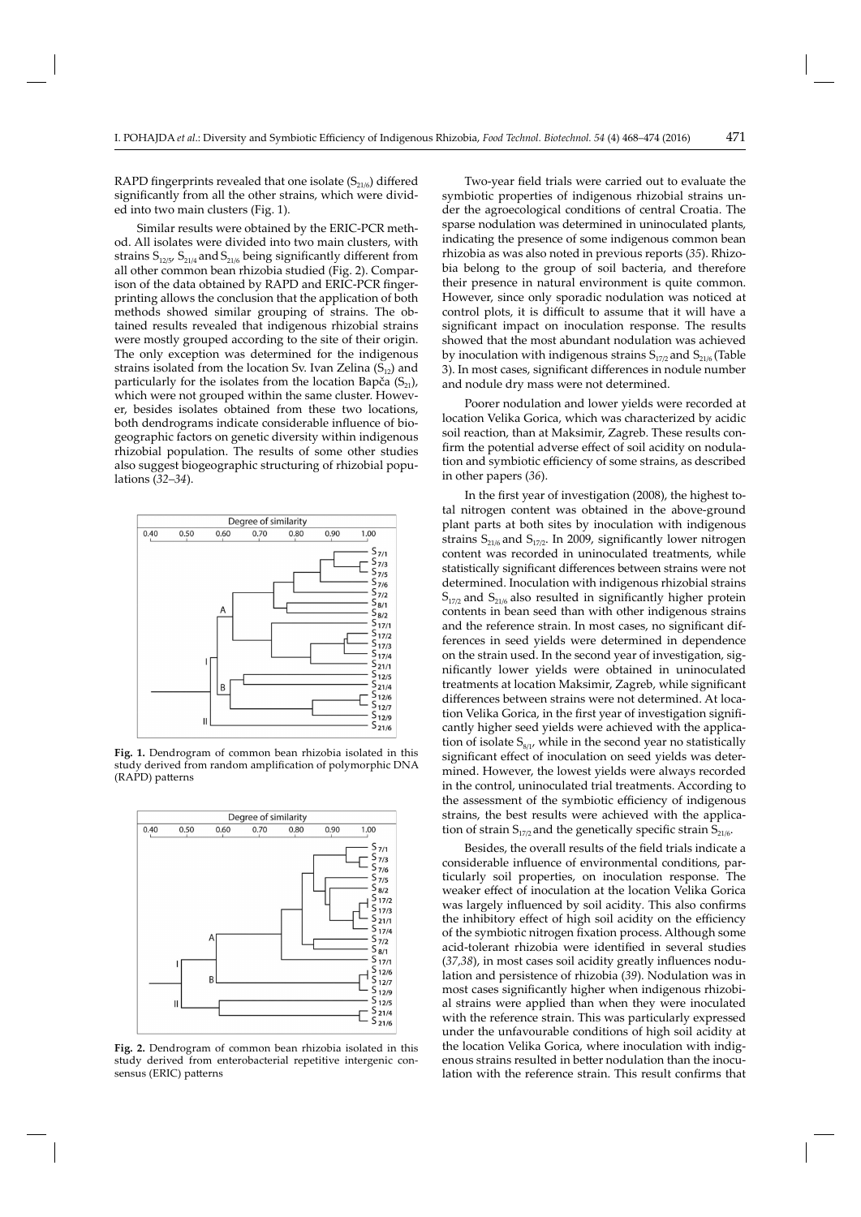RAPD fingerprints revealed that one isolate ($S_{21/6}$) differed significantly from all the other strains, which were divided into two main clusters (Fig. 1).

Similar results were obtained by the ERIC-PCR method. All isolates were divided into two main clusters, with strains $S_{12/5}$, $S_{21/4}$ and $S_{21/6}$ being significantly different from all other common bean rhizobia studied (Fig. 2). Comparison of the data obtained by RAPD and ERIC-PCR fingerprinting allows the conclusion that the application of both methods showed similar grouping of strains. The obtained results revealed that indigenous rhizobial strains were mostly grouped according to the site of their origin. The only exception was determined for the indigenous strains isolated from the location Sv. Ivan Zelina ($S_{12}$) and particularly for the isolates from the location Bapča ($S_{21}$), which were not grouped within the same cluster. However, besides isolates obtained from these two locations, both dendrograms indicate considerable influence of biogeographic factors on genetic diversity within indigenous rhizobial population. The results of some other studies also suggest biogeographic structuring of rhizobial populations (*32–34*).

**Fig. 1.** Dendrogram of common bean rhizobia isolated in this study derived from random amplification of polymorphic DNA (RAPD) patterns

**Fig. 2.** Dendrogram of common bean rhizobia isolated in this study derived from enterobacterial repetitive intergenic consensus (ERIC) patterns

Two-year field trials were carried out to evaluate the symbiotic properties of indigenous rhizobial strains under the agroecological conditions of central Croatia. The sparse nodulation was determined in uninoculated plants, indicating the presence of some indigenous common bean rhizobia as was also noted in previous reports (*35*). Rhizobia belong to the group of soil bacteria, and therefore their presence in natural environment is quite common. However, since only sporadic nodulation was noticed at control plots, it is difficult to assume that it will have a significant impact on inoculation response. The results showed that the most abundant nodulation was achieved by inoculation with indigenous strains $S_{17/2}$ and $S_{21/6}$ (Table 3). In most cases, significant differences in nodule number and nodule dry mass were not determined.

Poorer nodulation and lower yields were recorded at location Velika Gorica, which was characterized by acidic soil reaction, than at Maksimir, Zagreb. These results confirm the potential adverse effect of soil acidity on nodulation and symbiotic efficiency of some strains, as described in other papers (*36*).

In the first year of investigation (2008), the highest total nitrogen content was obtained in the above-ground plant parts at both sites by inoculation with indigenous strains $S_{21/6}$ and $S_{17/2}$. In 2009, significantly lower nitrogen content was recorded in uninoculated treatments, while statistically significant differences between strains were not determined. Inoculation with indigenous rhizobial strains $S_{17/2}$ and $S_{21/6}$ also resulted in significantly higher protein contents in bean seed than with other indigenous strains and the reference strain. In most cases, no significant differences in seed yields were determined in dependence on the strain used. In the second year of investigation, significantly lower yields were obtained in uninoculated treatments at location Maksimir, Zagreb, while significant differences between strains were not determined. At location Velika Gorica, in the first year of investigation significantly higher seed yields were achieved with the application of isolate $S_{8/1}$, while in the second year no statistically significant effect of inoculation on seed yields was determined. However, the lowest yields were always recorded in the control, uninoculated trial treatments. According to the assessment of the symbiotic efficiency of indigenous strains, the best results were achieved with the application of strain $S_{17/2}$ and the genetically specific strain $S_{21/6}$.

Besides, the overall results of the field trials indicate a considerable influence of environmental conditions, particularly soil properties, on inoculation response. The weaker effect of inoculation at the location Velika Gorica was largely influenced by soil acidity. This also confirms the inhibitory effect of high soil acidity on the efficiency of the symbiotic nitrogen fixation process. Although some acid-tolerant rhizobia were identified in several studies (*37,38*), in most cases soil acidity greatly influences nodulation and persistence of rhizobia (*39*). Nodulation was in most cases significantly higher when indigenous rhizobial strains were applied than when they were inoculated with the reference strain. This was particularly expressed under the unfavourable conditions of high soil acidity at the location Velika Gorica, where inoculation with indigenous strains resulted in better nodulation than the inoculation with the reference strain. This result confirms that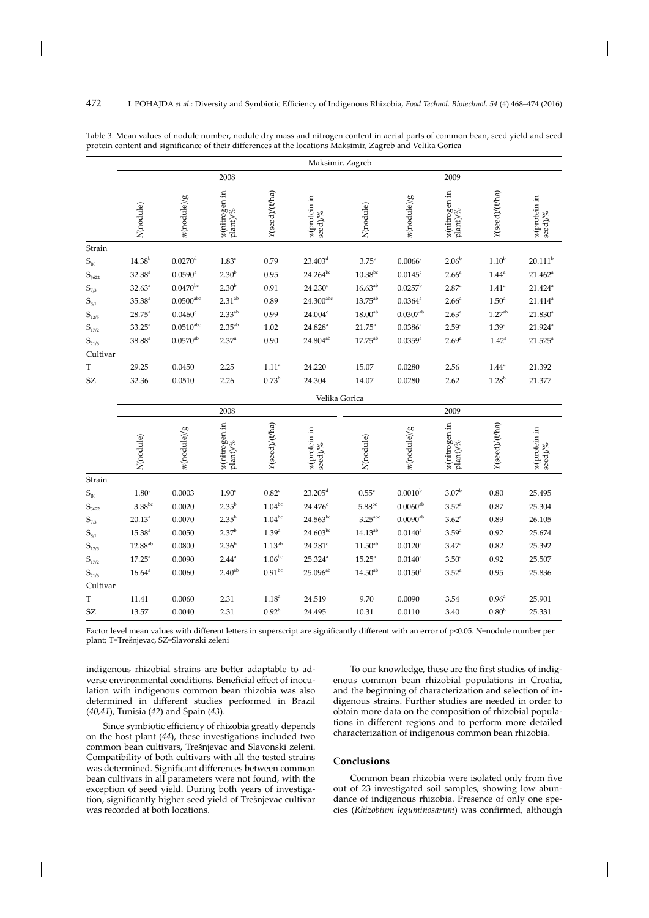Table 3. Mean values of nodule number, nodule dry mass and nitrogen content in aerial parts of common bean, seed yield and seed protein content and significance of their differences at the locations Maksimir, Zagreb and Velika Gorica

| | Maksimir, Zagreb | | | | | | | | | |
|---|---|---|---|---|---|---|---|---|---|---|
| | 2008 | | | | | 2009 | | | | |
| | N(nodule) | m(nodule)/g | w(nitrogen in plant)/% | Y(seed)/(t/ha) | w(protein in seed)/% | N(nodule) | m(nodule)/g | w(nitrogen in plant)/% | Y(seed)/(t/ha) | w(protein in seed)/% |
| Strain | | | | | | | | | | |
| $S_{B0}$ | $14.38^{b}$ | $0.0270^{d}$ | $1.83^{c}$ | 0.79 | $23.403^{d}$ | $3.75^{c}$ | $0.0066^{c}$ | $2.06^{b}$ | $1.10^{b}$ | $20.111^{b}$ |
| $S_{3622}$ | $32.38^{a}$ | $0.0590^{a}$ | $2.30^{b}$ | 0.95 | $24.264^{bc}$ | $10.38^{bc}$ | $0.0145^{c}$ | $2.66^{a}$ | $1.44^{a}$ | $21.462^{a}$ |
| $S_{7/3}$ | $32.63^{a}$ | $0.0470^{bc}$ | $2.30^{b}$ | 0.91 | $24.230^{c}$ | $16.63^{ab}$ | $0.0257^{b}$ | $2.87^{a}$ | $1.41^{a}$ | $21.424^{a}$ |
| $S_{8/1}$ | $35.38^{a}$ | $0.0500^{abc}$ | $2.31^{ab}$ | 0.89 | $24.300^{abc}$ | $13.75^{ab}$ | $0.0364^{a}$ | $2.66^{a}$ | $1.50^{a}$ | $21.414^{a}$ |
| $S_{12/5}$ | $28.75^{a}$ | $0.0460^{c}$ | $2.33^{ab}$ | 0.99 | $24.004^{c}$ | $18.00^{ab}$ | $0.0307^{ab}$ | $2.63^{a}$ | $1.27^{ab}$ | $21.830^{a}$ |
| $S_{17/2}$ | $33.25^{a}$ | $0.0510^{abc}$ | $2.35^{ab}$ | 1.02 | $24.828^{a}$ | $21.75^{a}$ | $0.0386^{a}$ | $2.59^{a}$ | $1.39^{a}$ | $21.924^{a}$ |
| $S_{21/6}$ | $38.88^{a}$ | $0.0570^{ab}$ | $2.37^{a}$ | 0.90 | $24.804^{ab}$ | $17.75^{ab}$ | $0.0359^{a}$ | $2.69^{a}$ | $1.42^{a}$ | $21.525^{a}$ |
| Cultivar | | | | | | | | | | |
| T | 29.25 | 0.0450 | 2.25 | $1.11^{a}$ | 24.220 | 15.07 | 0.0280 | 2.56 | $1.44^{a}$ | 21.392 |
| SZ | 32.36 | 0.0510 | 2.26 | $0.73^{b}$ | 24.304 | 14.07 | 0.0280 | 2.62 | $1.28^{b}$ | 21.377 |
| | Velika Gorica | | | | | | | | | |
| | 2008 | | | | | 2009 | | | | |
| | N(nodule) | m(nodule)/g | w(nitrogen in plant)/% | Y(seed)/(t/ha) | w(protein in seed)/% | N(nodule) | m(nodule)/g | w(nitrogen in plant)/% | Y(seed)/(t/ha) | w(protein in seed)/% |
| Strain | | | | | | | | | | |
| $S_{B0}$ | $1.80^{c}$ | 0.0003 | $1.90^{c}$ | $0.82^{c}$ | $23.205^{d}$ | $0.55^{c}$ | $0.0010^{b}$ | $3.07^{b}$ | 0.80 | 25.495 |
| $S_{3622}$ | $3.38^{bc}$ | 0.0020 | $2.35^{b}$ | $1.04^{bc}$ | $24.476^{c}$ | $5.88^{bc}$ | $0.0060^{ab}$ | $3.52^{a}$ | 0.87 | 25.304 |
| $S_{7/3}$ | $20.13^{a}$ | 0.0070 | $2.35^{b}$ | $1.04^{bc}$ | $24.563^{bc}$ | $3.25^{abc}$ | $0.0090^{ab}$ | $3.62^{a}$ | 0.89 | 26.105 |
| $S_{8/1}$ | $15.38^{a}$ | 0.0050 | $2.37^{b}$ | $1.39^{a}$ | $24.603^{bc}$ | $14.13^{ab}$ | $0.0140^{a}$ | $3.59^{a}$ | 0.92 | 25.674 |
| $S_{12/5}$ | $12.88^{ab}$ | 0.0800 | $2.36^{b}$ | $1.13^{ab}$ | $24.281^{c}$ | $11.50^{ab}$ | $0.0120^{a}$ | $3.47^{a}$ | 0.82 | 25.392 |
| $S_{17/2}$ | $17.25^{a}$ | 0.0090 | $2.44^{a}$ | $1.06^{bc}$ | $25.324^{a}$ | $15.25^{a}$ | $0.0140^{a}$ | $3.50^{a}$ | 0.92 | 25.507 |
| $S_{21/6}$ | $16.64^{a}$ | 0.0060 | $2.40^{ab}$ | $0.91^{bc}$ | $25.096^{ab}$ | $14.50^{ab}$ | $0.0150^{a}$ | $3.52^{a}$ | 0.95 | 25.836 |
| Cultivar | | | | | | | | | | |
| T | 11.41 | 0.0060 | 2.31 | $1.18^{a}$ | 24.519 | 9.70 | 0.0090 | 3.54 | $0.96^{a}$ | 25.901 |
| SZ | 13.57 | 0.0040 | 2.31 | $0.92^{b}$ | 24.495 | 10.31 | 0.0110 | 3.40 | $0.80^{b}$ | 25.331 |

Factor level mean values with different letters in superscript are significantly different with an error of $p<0.05$. N=nodule number per plant; T=Trešnjevac, SZ=Slavonski zeleni

indigenous rhizobial strains are better adaptable to adverse environmental conditions. Beneficial effect of inoculation with indigenous common bean rhizobia was also determined in different studies performed in Brazil (*40,41*), Tunisia (*42*) and Spain (*43*).

Since symbiotic efficiency of rhizobia greatly depends on the host plant (*44*), these investigations included two common bean cultivars, Trešnjevac and Slavonski zeleni. Compatibility of both cultivars with all the tested strains was determined. Significant differences between common bean cultivars in all parameters were not found, with the exception of seed yield. During both years of investigation, significantly higher seed yield of Trešnjevac cultivar was recorded at both locations.

To our knowledge, these are the first studies of indigenous common bean rhizobial populations in Croatia, and the beginning of characterization and selection of indigenous strains. Further studies are needed in order to obtain more data on the composition of rhizobial populations in different regions and to perform more detailed characterization of indigenous common bean rhizobia.

## Conclusions

Common bean rhizobia were isolated only from five out of 23 investigated soil samples, showing low abundance of indigenous rhizobia. Presence of only one species (*Rhizobium leguminosarum*) was confirmed, although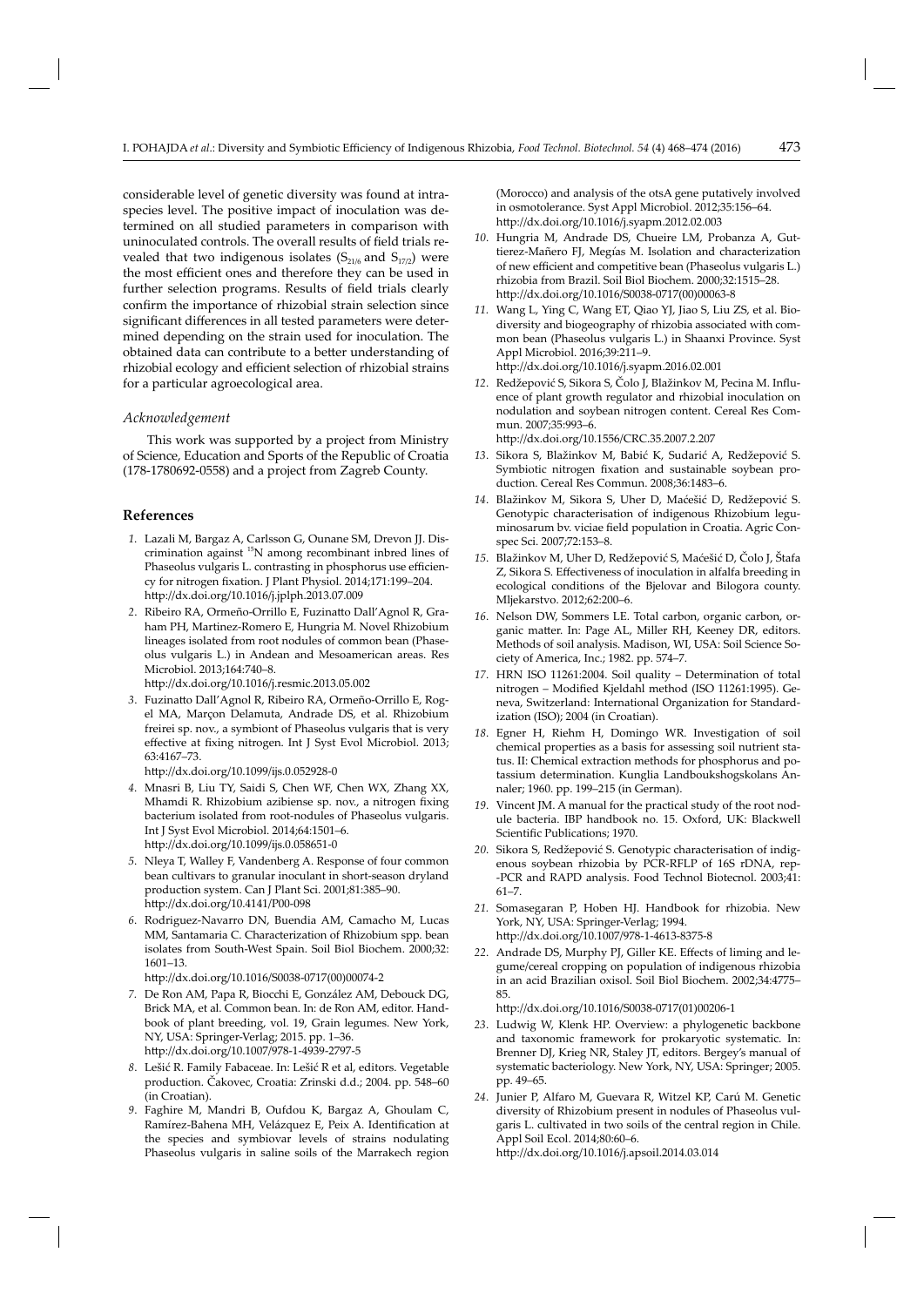considerable level of genetic diversity was found at intraspecies level. The positive impact of inoculation was determined on all studied parameters in comparison with uninoculated controls. The overall results of field trials revealed that two indigenous isolates ($S_{21/6}$ and $S_{17/2}$) were the most efficient ones and therefore they can be used in further selection programs. Results of field trials clearly confirm the importance of rhizobial strain selection since significant differences in all tested parameters were determined depending on the strain used for inoculation. The obtained data can contribute to a better understanding of rhizobial ecology and efficient selection of rhizobial strains for a particular agroecological area.

### *Acknowledgement*

This work was supported by a project from Ministry of Science, Education and Sports of the Republic of Croatia (178-1780692-0558) and a project from Zagreb County.

## References

1. Lazali M, Bargaz A, Carlsson G, Ounane SM, Drevon JJ. Discrimination against $^{15}N$ among recombinant inbred lines of Phaseolus vulgaris L. contrasting in phosphorus use efficiency for nitrogen fixation. J Plant Physiol. 2014;171:199–204. http://dx.doi.org/10.1016/j.jplph.2013.07.009
2. Ribeiro RA, Ormeño-Orrillo E, Fuzinatto Dall'Agnol R, Graham PH, Martinez-Romero E, Hungria M. Novel Rhizobium lineages isolated from root nodules of common bean (Phaseolus vulgaris L.) in Andean and Mesoamerican areas. Res Microbiol. 2013;164:740–8. http://dx.doi.org/10.1016/j.resmic.2013.05.002
3. Fuzinatto Dall'Agnol R, Ribeiro RA, Ormeño-Orrillo E, Rogel MA, Marçon Delamuta, Andrade DS, et al. Rhizobium freirei sp. nov., a symbiont of Phaseolus vulgaris that is very effective at fixing nitrogen. Int J Syst Evol Microbiol. 2013; 63:4167–73. http://dx.doi.org/10.1099/ijs.0.052928-0
4. Mnasri B, Liu TY, Saidi S, Chen WF, Chen WX, Zhang XX, Mhamdi R. Rhizobium azibiense sp. nov., a nitrogen fixing bacterium isolated from root-nodules of Phaseolus vulgaris. Int J Syst Evol Microbiol. 2014;64:1501–6. http://dx.doi.org/10.1099/ijs.0.058651-0
5. Nleya T, Walley F, Vandenberg A. Response of four common bean cultivars to granular inoculant in short-season dryland production system. Can J Plant Sci. 2001;81:385–90. http://dx.doi.org/10.4141/P00-098
6. Rodriguez-Navarro DN, Buendia AM, Camacho M, Lucas MM, Santamaria C. Characterization of Rhizobium spp. bean isolates from South-West Spain. Soil Biol Biochem. 2000;32: 1601–13. http://dx.doi.org/10.1016/S0038-0717(00)00074-2
7. De Ron AM, Papa R, Biocchi E, González AM, Debouck DG, Brick MA, et al. Common bean. In: de Ron AM, editor. Handbook of plant breeding, vol. 19, Grain legumes. New York, NY, USA: Springer-Verlag; 2015. pp. 1–36. http://dx.doi.org/10.1007/978-1-4939-2797-5
8. Lešić R. Family Fabaceae. In: Lešić R et al, editors. Vegetable production. Čakovec, Croatia: Zrinski d.d.; 2004. pp. 548–60 (in Croatian).
9. Faghire M, Mandri B, Oufdou K, Bargaz A, Ghoulam C, Ramírez-Bahena MH, Velázquez E, Peix A. Identification at the species and symbiovar levels of strains nodulating Phaseolus vulgaris in saline soils of the Marrakech region (Morocco) and analysis of the otsA gene putatively involved in osmotolerance. Syst Appl Microbiol. 2012;35:156–64. http://dx.doi.org/10.1016/j.syapm.2012.02.003
10. Hungria M, Andrade DS, Chueire LM, Probanza A, Guttierez-Mañero FJ, Megías M. Isolation and characterization of new efficient and competitive bean (Phaseolus vulgaris L.) rhizobia from Brazil. Soil Biol Biochem. 2000;32:1515–28. http://dx.doi.org/10.1016/S0038-0717(00)00063-8
11. Wang L, Ying C, Wang ET, Qiao YJ, Jiao S, Liu ZS, et al. Biodiversity and biogeography of rhizobia associated with common bean (Phaseolus vulgaris L.) in Shaanxi Province. Syst Appl Microbiol. 2016;39:211–9. http://dx.doi.org/10.1016/j.syapm.2016.02.001
12. Redžepović S, Sikora S, Čolo J, Blažinkov M, Pecina M. Influence of plant growth regulator and rhizobial inoculation on nodulation and soybean nitrogen content. Cereal Res Commun. 2007;35:993–6. http://dx.doi.org/10.1556/CRC.35.2007.2.207
13. Sikora S, Blažinkov M, Babić K, Sudarić A, Redžepović S. Symbiotic nitrogen fixation and sustainable soybean production. Cereal Res Commun. 2008;36:1483–6.
14. Blažinkov M, Sikora S, Uher D, Maćešić D, Redžepović S. Genotypic characterisation of indigenous Rhizobium leguminosarum bv. viciae field population in Croatia. Agric Conspec Sci. 2007;72:153–8.
15. Blažinkov M, Uher D, Redžepović S, Maćešić D, Čolo J, Štafa Z, Sikora S. Effectiveness of inoculation in alfalfa breeding in ecological conditions of the Bjelovar and Bilogora county. Mljekarstvo. 2012;62:200–6.
16. Nelson DW, Sommers LE. Total carbon, organic carbon, organic matter. In: Page AL, Miller RH, Keeney DR, editors. Methods of soil analysis. Madison, WI, USA: Soil Science Society of America, Inc.; 1982. pp. 574–7.
17. HRN ISO 11261:2004. Soil quality – Determination of total nitrogen – Modified Kjeldahl method (ISO 11261:1995). Geneva, Switzerland: International Organization for Standardization (ISO); 2004 (in Croatian).
18. Egner H, Riehm H, Domingo WR. Investigation of soil chemical properties as a basis for assessing soil nutrient status. II: Chemical extraction methods for phosphorus and potassium determination. Kunglia Landboukshogskolans Annaler; 1960. pp. 199–215 (in German).
19. Vincent JM. A manual for the practical study of the root nodule bacteria. IBP handbook no. 15. Oxford, UK: Blackwell Scientific Publications; 1970.
20. Sikora S, Redžepović S. Genotypic characterisation of indigenous soybean rhizobia by PCR-RFLP of 16S rDNA, rep-PCR and RAPD analysis. Food Technol Biotecnol. 2003;41: 61–7.
21. Somasegaran P, Hoben HJ. Handbook for rhizobia. New York, NY, USA: Springer-Verlag; 1994. http://dx.doi.org/10.1007/978-1-4613-8375-8
22. Andrade DS, Murphy PJ, Giller KE. Effects of liming and legume/cereal cropping on population of indigenous rhizobia in an acid Brazilian oxisol. Soil Biol Biochem. 2002;34:4775–85. http://dx.doi.org/10.1016/S0038-0717(01)00206-1
23. Ludwig W, Klenk HP. Overview: a phylogenetic backbone and taxonomic framework for prokaryotic systematic. In: Brenner DJ, Krieg NR, Staley JT, editors. Bergey's manual of systematic bacteriology. New York, NY, USA: Springer; 2005. pp. 49–65.
24. Junier P, Alfaro M, Guevara R, Witzel KP, Carú M. Genetic diversity of Rhizobium present in nodules of Phaseolus vulgaris L. cultivated in two soils of the central region in Chile. Appl Soil Ecol. 2014;80:60–6. http://dx.doi.org/10.1016/j.apsoil.2014.03.014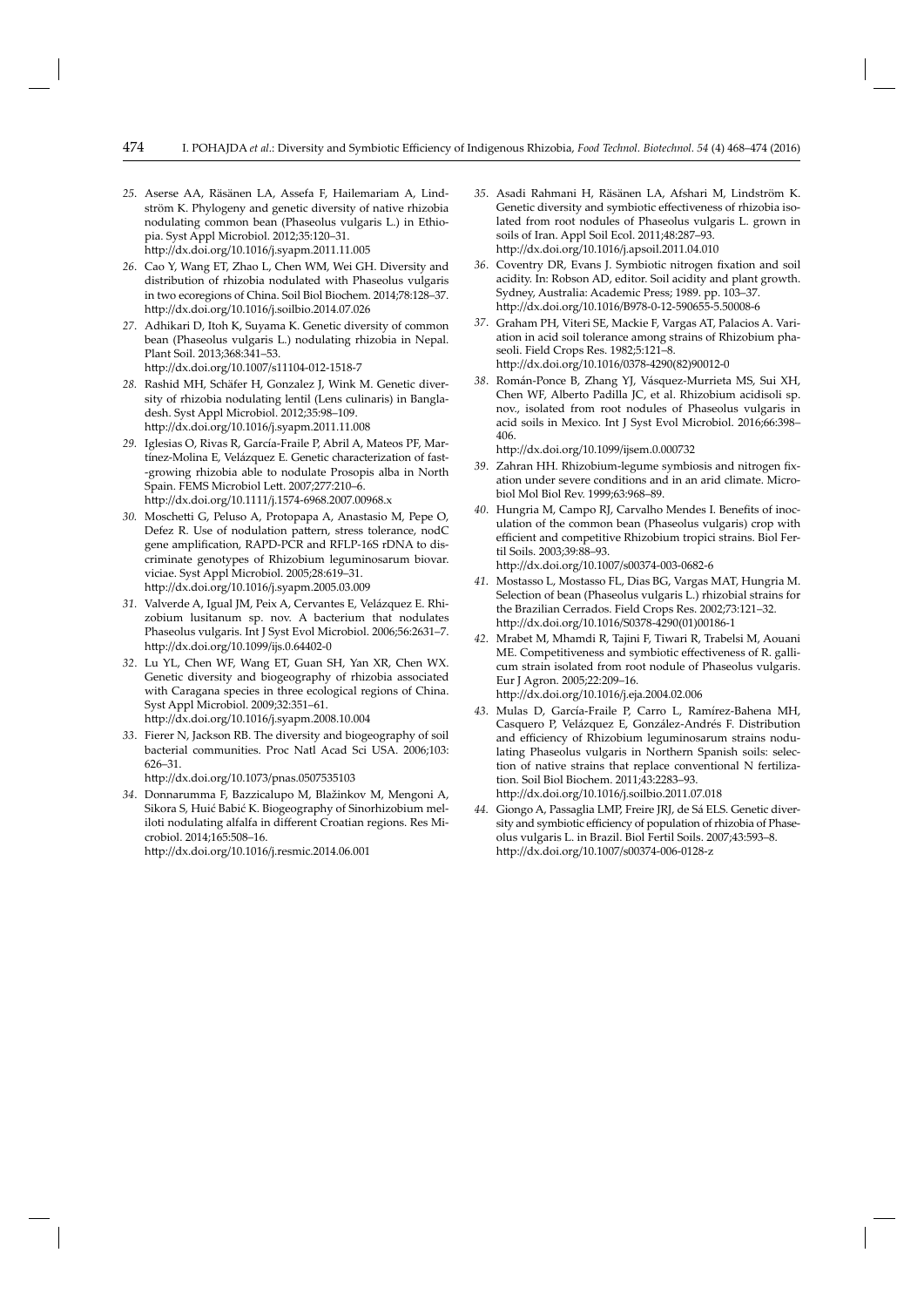25. Aserse AA, Räsänen LA, Assefa F, Hailemariam A, Lindström K. Phylogeny and genetic diversity of native rhizobia nodulating common bean (Phaseolus vulgaris L.) in Ethiopia. Syst Appl Microbiol. 2012;35:120–31. http://dx.doi.org/10.1016/j.syapm.2011.11.005
26. Cao Y, Wang ET, Zhao L, Chen WM, Wei GH. Diversity and distribution of rhizobia nodulated with Phaseolus vulgaris in two ecoregions of China. Soil Biol Biochem. 2014;78:128–37. http://dx.doi.org/10.1016/j.soilbio.2014.07.026
27. Adhikari D, Itoh K, Suyama K. Genetic diversity of common bean (Phaseolus vulgaris L.) nodulating rhizobia in Nepal. Plant Soil. 2013;368:341–53. http://dx.doi.org/10.1007/s11104-012-1518-7
28. Rashid MH, Schäfer H, Gonzalez J, Wink M. Genetic diversity of rhizobia nodulating lentil (Lens culinaris) in Bangladesh. Syst Appl Microbiol. 2012;35:98–109. http://dx.doi.org/10.1016/j.syapm.2011.11.008
29. Iglesias O, Rivas R, García-Fraile P, Abril A, Mateos PF, Martínez-Molina E, Velázquez E. Genetic characterization of fast-growing rhizobia able to nodulate Prosopis alba in North Spain. FEMS Microbiol Lett. 2007;277:210–6. http://dx.doi.org/10.1111/j.1574-6968.2007.00968.x
30. Moschetti G, Peluso A, Protopapa A, Anastasio M, Pepe O, Defez R. Use of nodulation pattern, stress tolerance, nodC gene amplification, RAPD-PCR and RFLP-16S rDNA to discriminate genotypes of Rhizobium leguminosarum biovar. viciae. Syst Appl Microbiol. 2005;28:619–31. http://dx.doi.org/10.1016/j.syapm.2005.03.009
31. Valverde A, Igual JM, Peix A, Cervantes E, Velázquez E. Rhizobium lusitanum sp. nov. A bacterium that nodulates Phaseolus vulgaris. Int J Syst Evol Microbiol. 2006;56:2631–7. http://dx.doi.org/10.1099/ijs.0.64402-0
32. Lu YL, Chen WF, Wang ET, Guan SH, Yan XR, Chen WX. Genetic diversity and biogeography of rhizobia associated with Caragana species in three ecological regions of China. Syst Appl Microbiol. 2009;32:351–61. http://dx.doi.org/10.1016/j.syapm.2008.10.004
33. Fierer N, Jackson RB. The diversity and biogeography of soil bacterial communities. Proc Natl Acad Sci USA. 2006;103: 626–31. http://dx.doi.org/10.1073/pnas.0507535103
34. Donnarumma F, Bazzicalupo M, Blažinkov M, Mengoni A, Sikora S, Huić Babić K. Biogeography of Sinorhizobium meliloti nodulating alfalfa in different Croatian regions. Res Microbiol. 2014;165:508–16. http://dx.doi.org/10.1016/j.resmic.2014.06.001
35. Asadi Rahmani H, Räsänen LA, Afshari M, Lindström K. Genetic diversity and symbiotic effectiveness of rhizobia isolated from root nodules of Phaseolus vulgaris L. grown in soils of Iran. Appl Soil Ecol. 2011;48:287–93. http://dx.doi.org/10.1016/j.apsoil.2011.04.010
36. Coventry DR, Evans J. Symbiotic nitrogen fixation and soil acidity. In: Robson AD, editor. Soil acidity and plant growth. Sydney, Australia: Academic Press; 1989. pp. 103–37. http://dx.doi.org/10.1016/B978-0-12-590655-5.50008-6
37. Graham PH, Viteri SE, Mackie F, Vargas AT, Palacios A. Variation in acid soil tolerance among strains of Rhizobium phaseoli. Field Crops Res. 1982;5:121–8. http://dx.doi.org/10.1016/0378-4290(82)90012-0
38. Román-Ponce B, Zhang YJ, Vásquez-Murrieta MS, Sui XH, Chen WF, Alberto Padilla JC, et al. Rhizobium acidisoli sp. nov., isolated from root nodules of Phaseolus vulgaris in acid soils in Mexico. Int J Syst Evol Microbiol. 2016;66:398–406. http://dx.doi.org/10.1099/ijsem.0.000732
39. Zahran HH. Rhizobium-legume symbiosis and nitrogen fixation under severe conditions and in an arid climate. Microbiol Mol Biol Rev. 1999;63:968–89.
40. Hungria M, Campo RJ, Carvalho Mendes I. Benefits of inoculation of the common bean (Phaseolus vulgaris) crop with efficient and competitive Rhizobium tropici strains. Biol Fertil Soils. 2003;39:88–93. http://dx.doi.org/10.1007/s00374-003-0682-6
41. Mostasso L, Mostasso FL, Dias BG, Vargas MAT, Hungria M. Selection of bean (Phaseolus vulgaris L.) rhizobial strains for the Brazilian Cerrados. Field Crops Res. 2002;73:121–32. http://dx.doi.org/10.1016/S0378-4290(01)00186-1
42. Mrabet M, Mhamdi R, Tajini F, Tiwari R, Trabelsi M, Aouani ME. Competitiveness and symbiotic effectiveness of R. gallicum strain isolated from root nodule of Phaseolus vulgaris. Eur J Agron. 2005;22:209–16. http://dx.doi.org/10.1016/j.eja.2004.02.006
43. Mulas D, García-Fraile P, Carro L, Ramírez-Bahena MH, Casquero P, Velázquez E, González-Andrés F. Distribution and efficiency of Rhizobium leguminosarum strains nodulating Phaseolus vulgaris in Northern Spanish soils: selection of native strains that replace conventional N fertilization. Soil Biol Biochem. 2011;43:2283–93. http://dx.doi.org/10.1016/j.soilbio.2011.07.018
44. Giongo A, Passaglia LMP, Freire JRJ, de Sá ELS. Genetic diversity and symbiotic efficiency of population of rhizobia of Phaseolus vulgaris L. in Brazil. Biol Fertil Soils. 2007;43:593–8. http://dx.doi.org/10.1007/s00374-006-0128-z